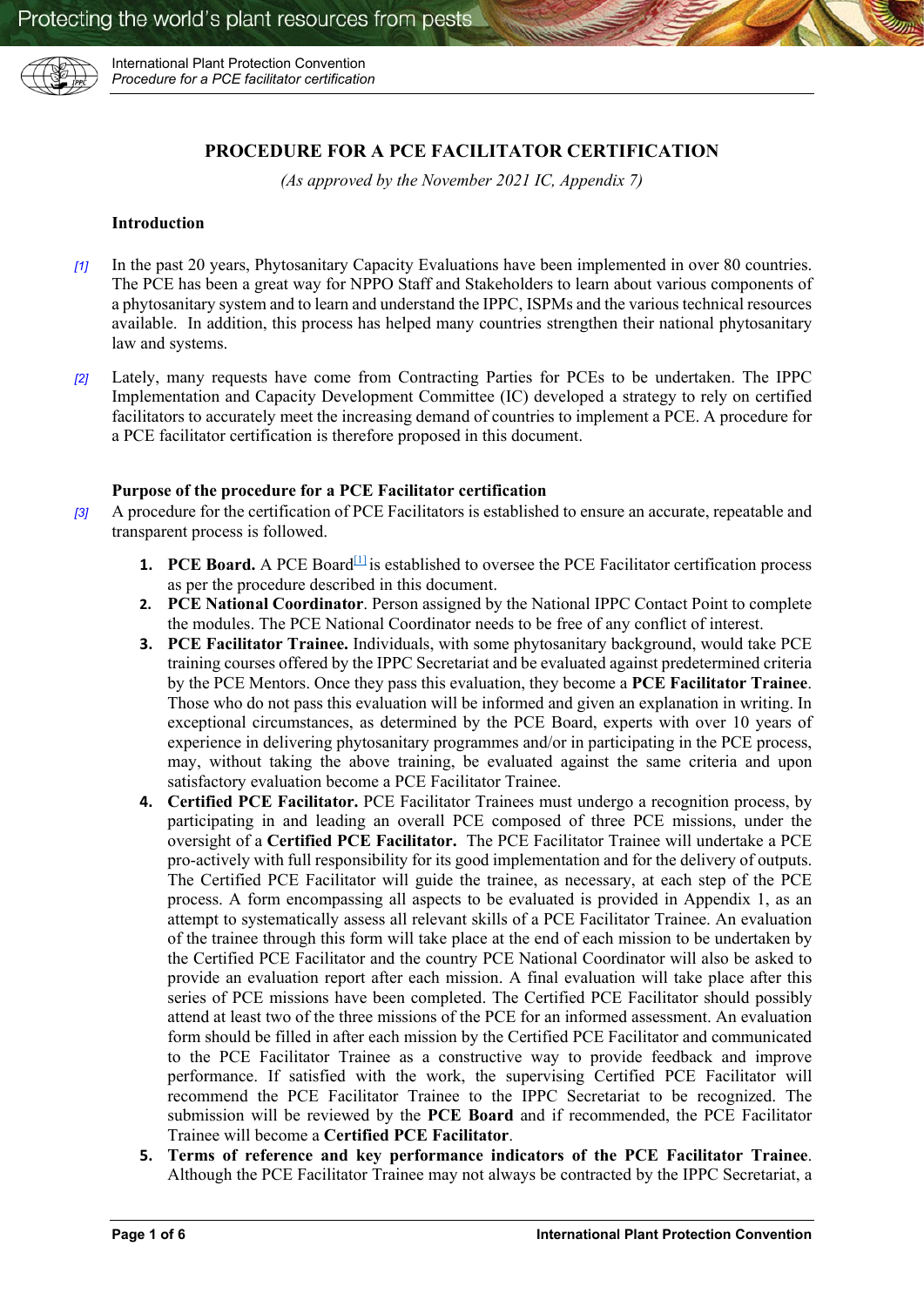# PROCEDURE FOR A PCE FACILITATOR CERTIFICATION

*(As approved by the November 2021 IC, Appendix 7)*

## Introduction

[1] In the past 20 years, Phytosanitary Capacity Evaluations have been implemented in over 80 countries. The PCE has been a great way for NPPO Staff and Stakeholders to learn about various components of a phytosanitary system and to learn and understand the IPPC, ISPMs and the various technical resources available. In addition, this process has helped many countries strengthen their national phytosanitary law and systems.

[2] Lately, many requests have come from Contracting Parties for PCEs to be undertaken. The IPPC Implementation and Capacity Development Committee (IC) developed a strategy to rely on certified facilitators to accurately meet the increasing demand of countries to implement a PCE. A procedure for a PCE facilitator certification is therefore proposed in this document.

## Purpose of the procedure for a PCE Facilitator certification

[3] A procedure for the certification of PCE Facilitators is established to ensure an accurate, repeatable and transparent process is followed.

1. **PCE Board.** A PCE Board[1] is established to oversee the PCE Facilitator certification process as per the procedure described in this document.
2. **PCE National Coordinator**. Person assigned by the National IPPC Contact Point to complete the modules. The PCE National Coordinator needs to be free of any conflict of interest.
3. **PCE Facilitator Trainee.** Individuals, with some phytosanitary background, would take PCE training courses offered by the IPPC Secretariat and be evaluated against predetermined criteria by the PCE Mentors. Once they pass this evaluation, they become a **PCE Facilitator Trainee**. Those who do not pass this evaluation will be informed and given an explanation in writing. In exceptional circumstances, as determined by the PCE Board, experts with over 10 years of experience in delivering phytosanitary programmes and/or in participating in the PCE process, may, without taking the above training, be evaluated against the same criteria and upon satisfactory evaluation become a PCE Facilitator Trainee.
4. **Certified PCE Facilitator.** PCE Facilitator Trainees must undergo a recognition process, by participating in and leading an overall PCE composed of three PCE missions, under the oversight of a **Certified PCE Facilitator.** The PCE Facilitator Trainee will undertake a PCE pro-actively with full responsibility for its good implementation and for the delivery of outputs. The Certified PCE Facilitator will guide the trainee, as necessary, at each step of the PCE process. A form encompassing all aspects to be evaluated is provided in Appendix 1, as an attempt to systematically assess all relevant skills of a PCE Facilitator Trainee. An evaluation of the trainee through this form will take place at the end of each mission to be undertaken by the Certified PCE Facilitator and the country PCE National Coordinator will also be asked to provide an evaluation report after each mission. A final evaluation will take place after this series of PCE missions have been completed. The Certified PCE Facilitator should possibly attend at least two of the three missions of the PCE for an informed assessment. An evaluation form should be filled in after each mission by the Certified PCE Facilitator and communicated to the PCE Facilitator Trainee as a constructive way to provide feedback and improve performance. If satisfied with the work, the supervising Certified PCE Facilitator will recommend the PCE Facilitator Trainee to the IPPC Secretariat to be recognized. The submission will be reviewed by the **PCE Board** and if recommended, the PCE Facilitator Trainee will become a **Certified PCE Facilitator**.
5. **Terms of reference and key performance indicators of the PCE Facilitator Trainee**. Although the PCE Facilitator Trainee may not always be contracted by the IPPC Secretariat, a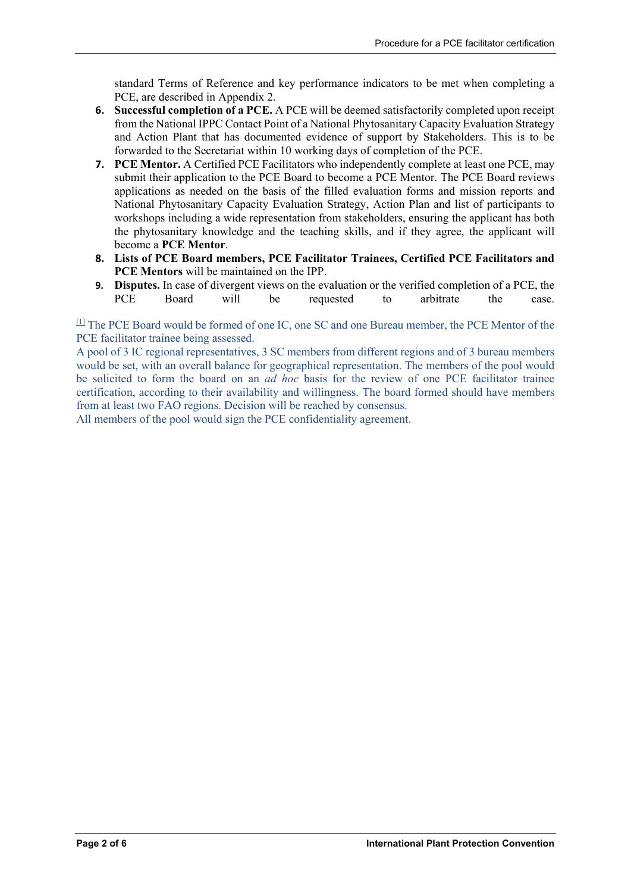standard Terms of Reference and key performance indicators to be met when completing a PCE, are described in Appendix 2.

6. **Successful completion of a PCE.** A PCE will be deemed satisfactorily completed upon receipt from the National IPPC Contact Point of a National Phytosanitary Capacity Evaluation Strategy and Action Plant that has documented evidence of support by Stakeholders. This is to be forwarded to the Secretariat within 10 working days of completion of the PCE.
7. **PCE Mentor.** A Certified PCE Facilitators who independently complete at least one PCE, may submit their application to the PCE Board to become a PCE Mentor. The PCE Board reviews applications as needed on the basis of the filled evaluation forms and mission reports and National Phytosanitary Capacity Evaluation Strategy, Action Plan and list of participants to workshops including a wide representation from stakeholders, ensuring the applicant has both the phytosanitary knowledge and the teaching skills, and if they agree, the applicant will become a **PCE Mentor**.
8. **Lists of PCE Board members, PCE Facilitator Trainees, Certified PCE Facilitators and PCE Mentors** will be maintained on the IPP.
9. **Disputes.** In case of divergent views on the evaluation or the verified completion of a PCE, the PCE Board will be requested to arbitrate the case.

[1] The PCE Board would be formed of one IC, one SC and one Bureau member, the PCE Mentor of the PCE facilitator trainee being assessed.

A pool of 3 IC regional representatives, 3 SC members from different regions and of 3 bureau members would be set, with an overall balance for geographical representation. The members of the pool would be solicited to form the board on an *ad hoc* basis for the review of one PCE facilitator trainee certification, according to their availability and willingness. The board formed should have members from at least two FAO regions. Decision will be reached by consensus.

All members of the pool would sign the PCE confidentiality agreement.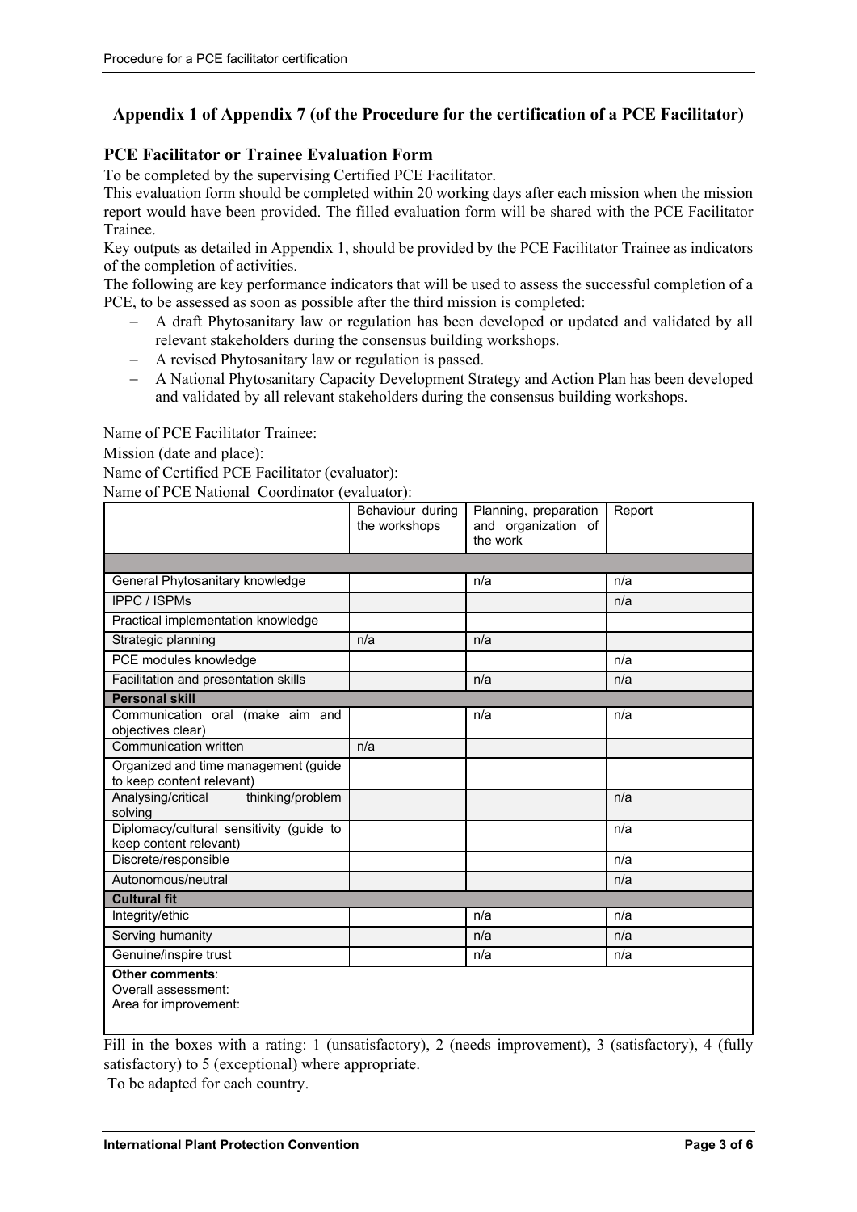## Appendix 1 of Appendix 7 (of the Procedure for the certification of a PCE Facilitator)

### PCE Facilitator or Trainee Evaluation Form

To be completed by the supervising Certified PCE Facilitator.

This evaluation form should be completed within 20 working days after each mission when the mission report would have been provided. The filled evaluation form will be shared with the PCE Facilitator Trainee.

Key outputs as detailed in Appendix 1, should be provided by the PCE Facilitator Trainee as indicators of the completion of activities.

The following are key performance indicators that will be used to assess the successful completion of a PCE, to be assessed as soon as possible after the third mission is completed:

- A draft Phytosanitary law or regulation has been developed or updated and validated by all relevant stakeholders during the consensus building workshops.
- A revised Phytosanitary law or regulation is passed.
- A National Phytosanitary Capacity Development Strategy and Action Plan has been developed and validated by all relevant stakeholders during the consensus building workshops.

Name of PCE Facilitator Trainee:

Mission (date and place):

Name of Certified PCE Facilitator (evaluator):

Name of PCE National Coordinator (evaluator):

| | Behaviour during the workshops | Planning, preparation and organization of the work | Report |
|---|---|---|---|
| | | | |
| General Phytosanitary knowledge | | n/a | n/a |
| IPPC / ISPMs | | | n/a |
| Practical implementation knowledge | | | |
| Strategic planning | n/a | n/a | |
| PCE modules knowledge | | | n/a |
| Facilitation and presentation skills | | n/a | n/a |
| **Personal skill** | | | |
| Communication oral (make aim and objectives clear) | | n/a | n/a |
| Communication written | n/a | | |
| Organized and time management (guide to keep content relevant) | | | |
| Analysing/critical thinking/problem solving | | | n/a |
| Diplomacy/cultural sensitivity (guide to keep content relevant) | | | n/a |
| Discrete/responsible | | | n/a |
| Autonomous/neutral | | | n/a |
| **Cultural fit** | | | |
| Integrity/ethic | | n/a | n/a |
| Serving humanity | | n/a | n/a |
| Genuine/inspire trust | | n/a | n/a |
| **Other comments**: Overall assessment: Area for improvement: | | | |

Fill in the boxes with a rating: 1 (unsatisfactory), 2 (needs improvement), 3 (satisfactory), 4 (fully satisfactory) to 5 (exceptional) where appropriate.

To be adapted for each country.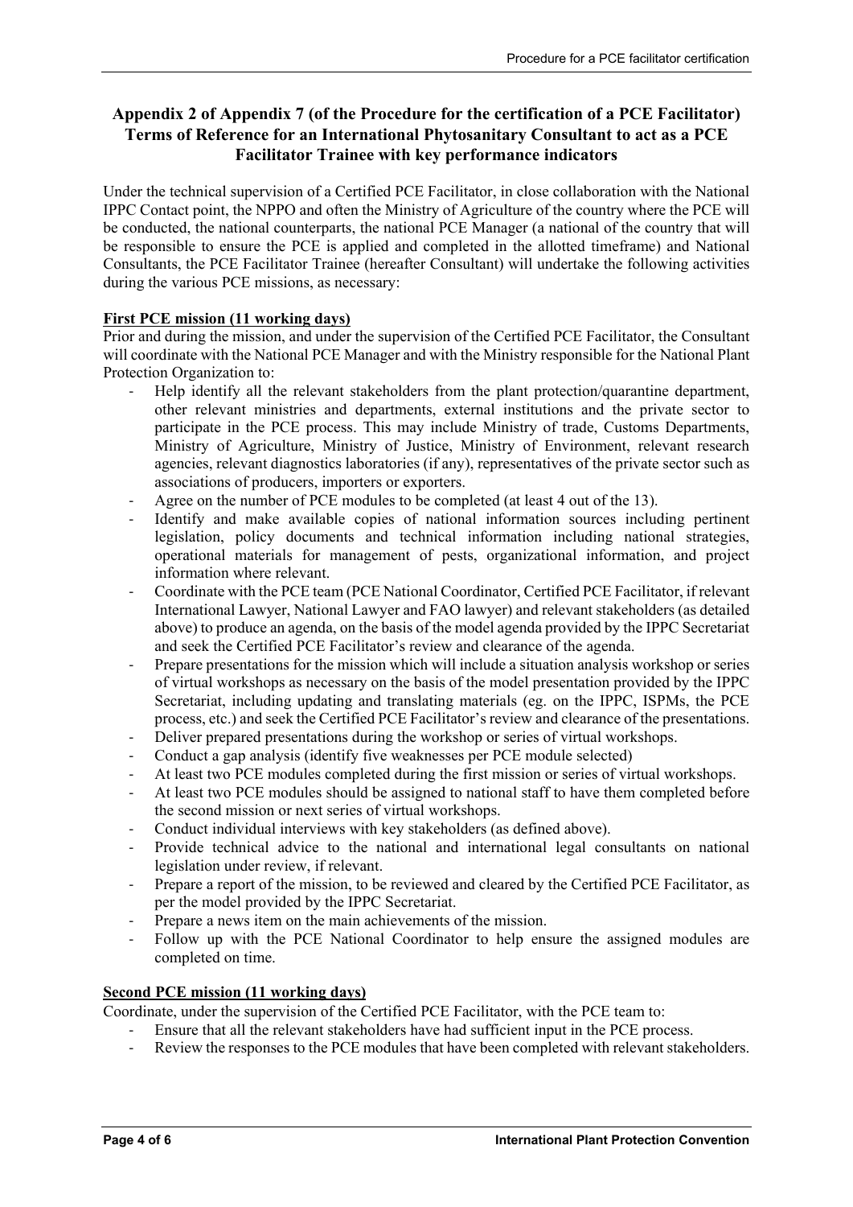## Appendix 2 of Appendix 7 (of the Procedure for the certification of a PCE Facilitator) Terms of Reference for an International Phytosanitary Consultant to act as a PCE Facilitator Trainee with key performance indicators

Under the technical supervision of a Certified PCE Facilitator, in close collaboration with the National IPPC Contact point, the NPPO and often the Ministry of Agriculture of the country where the PCE will be conducted, the national counterparts, the national PCE Manager (a national of the country that will be responsible to ensure the PCE is applied and completed in the allotted timeframe) and National Consultants, the PCE Facilitator Trainee (hereafter Consultant) will undertake the following activities during the various PCE missions, as necessary:

**First PCE mission (11 working days)**

Prior and during the mission, and under the supervision of the Certified PCE Facilitator, the Consultant will coordinate with the National PCE Manager and with the Ministry responsible for the National Plant Protection Organization to:

- Help identify all the relevant stakeholders from the plant protection/quarantine department, other relevant ministries and departments, external institutions and the private sector to participate in the PCE process. This may include Ministry of trade, Customs Departments, Ministry of Agriculture, Ministry of Justice, Ministry of Environment, relevant research agencies, relevant diagnostics laboratories (if any), representatives of the private sector such as associations of producers, importers or exporters.
- Agree on the number of PCE modules to be completed (at least 4 out of the 13).
- Identify and make available copies of national information sources including pertinent legislation, policy documents and technical information including national strategies, operational materials for management of pests, organizational information, and project information where relevant.
- Coordinate with the PCE team (PCE National Coordinator, Certified PCE Facilitator, if relevant International Lawyer, National Lawyer and FAO lawyer) and relevant stakeholders (as detailed above) to produce an agenda, on the basis of the model agenda provided by the IPPC Secretariat and seek the Certified PCE Facilitator's review and clearance of the agenda.
- Prepare presentations for the mission which will include a situation analysis workshop or series of virtual workshops as necessary on the basis of the model presentation provided by the IPPC Secretariat, including updating and translating materials (eg. on the IPPC, ISPMs, the PCE process, etc.) and seek the Certified PCE Facilitator's review and clearance of the presentations.
- Deliver prepared presentations during the workshop or series of virtual workshops.
- Conduct a gap analysis (identify five weaknesses per PCE module selected)
- At least two PCE modules completed during the first mission or series of virtual workshops.
- At least two PCE modules should be assigned to national staff to have them completed before the second mission or next series of virtual workshops.
- Conduct individual interviews with key stakeholders (as defined above).
- Provide technical advice to the national and international legal consultants on national legislation under review, if relevant.
- Prepare a report of the mission, to be reviewed and cleared by the Certified PCE Facilitator, as per the model provided by the IPPC Secretariat.
- Prepare a news item on the main achievements of the mission.
- Follow up with the PCE National Coordinator to help ensure the assigned modules are completed on time.

**Second PCE mission (11 working days)**

Coordinate, under the supervision of the Certified PCE Facilitator, with the PCE team to:

- Ensure that all the relevant stakeholders have had sufficient input in the PCE process.
- Review the responses to the PCE modules that have been completed with relevant stakeholders.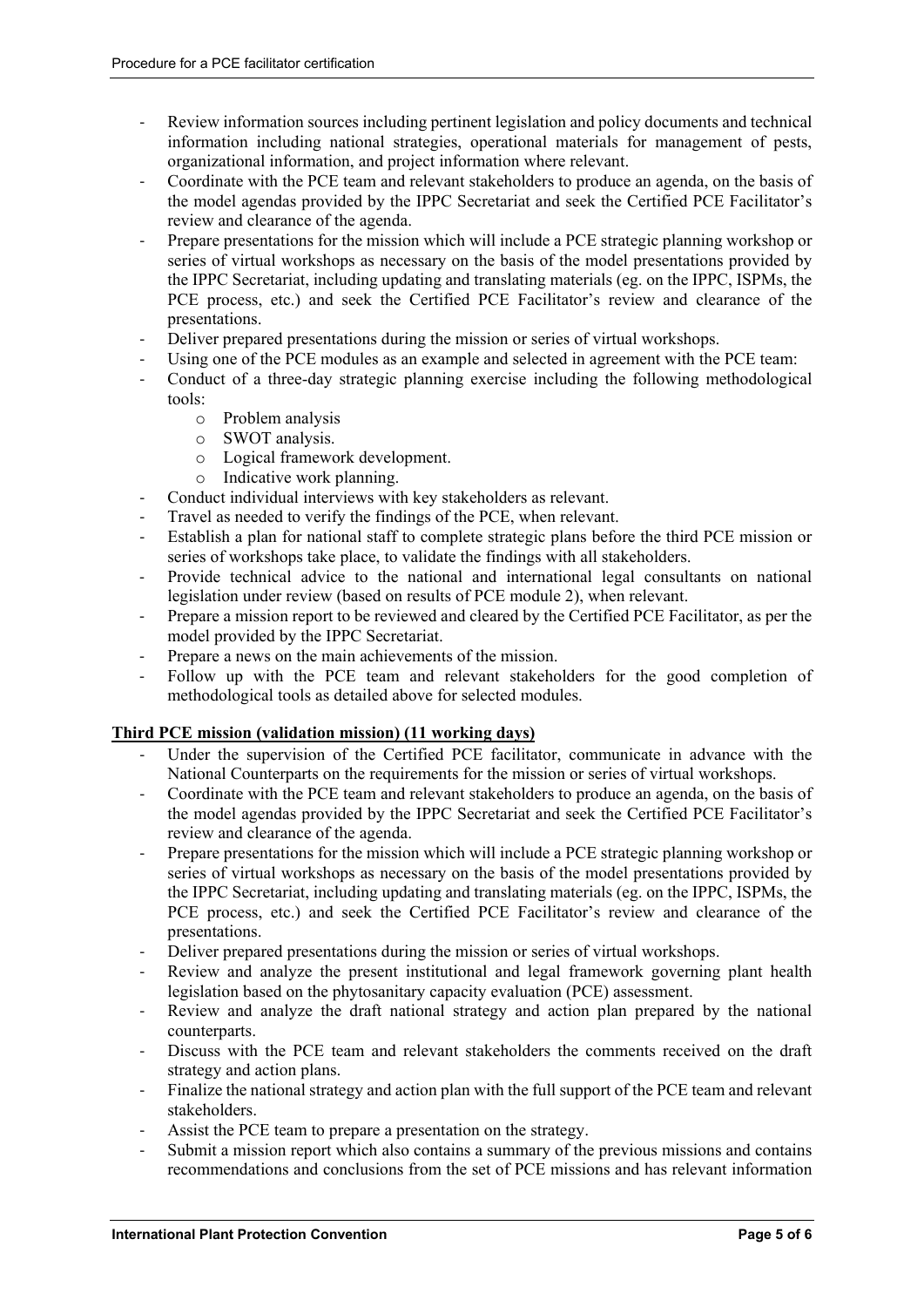- Review information sources including pertinent legislation and policy documents and technical information including national strategies, operational materials for management of pests, organizational information, and project information where relevant.
- Coordinate with the PCE team and relevant stakeholders to produce an agenda, on the basis of the model agendas provided by the IPPC Secretariat and seek the Certified PCE Facilitator's review and clearance of the agenda.
- Prepare presentations for the mission which will include a PCE strategic planning workshop or series of virtual workshops as necessary on the basis of the model presentations provided by the IPPC Secretariat, including updating and translating materials (eg. on the IPPC, ISPMs, the PCE process, etc.) and seek the Certified PCE Facilitator's review and clearance of the presentations.
- Deliver prepared presentations during the mission or series of virtual workshops.
- Using one of the PCE modules as an example and selected in agreement with the PCE team:
- Conduct of a three-day strategic planning exercise including the following methodological tools:
  - Problem analysis
  - SWOT analysis.
  - Logical framework development.
  - Indicative work planning.
- Conduct individual interviews with key stakeholders as relevant.
- Travel as needed to verify the findings of the PCE, when relevant.
- Establish a plan for national staff to complete strategic plans before the third PCE mission or series of workshops take place, to validate the findings with all stakeholders.
- Provide technical advice to the national and international legal consultants on national legislation under review (based on results of PCE module 2), when relevant.
- Prepare a mission report to be reviewed and cleared by the Certified PCE Facilitator, as per the model provided by the IPPC Secretariat.
- Prepare a news on the main achievements of the mission.
- Follow up with the PCE team and relevant stakeholders for the good completion of methodological tools as detailed above for selected modules.

**Third PCE mission (validation mission) (11 working days)**

- Under the supervision of the Certified PCE facilitator, communicate in advance with the National Counterparts on the requirements for the mission or series of virtual workshops.
- Coordinate with the PCE team and relevant stakeholders to produce an agenda, on the basis of the model agendas provided by the IPPC Secretariat and seek the Certified PCE Facilitator's review and clearance of the agenda.
- Prepare presentations for the mission which will include a PCE strategic planning workshop or series of virtual workshops as necessary on the basis of the model presentations provided by the IPPC Secretariat, including updating and translating materials (eg. on the IPPC, ISPMs, the PCE process, etc.) and seek the Certified PCE Facilitator's review and clearance of the presentations.
- Deliver prepared presentations during the mission or series of virtual workshops.
- Review and analyze the present institutional and legal framework governing plant health legislation based on the phytosanitary capacity evaluation (PCE) assessment.
- Review and analyze the draft national strategy and action plan prepared by the national counterparts.
- Discuss with the PCE team and relevant stakeholders the comments received on the draft strategy and action plans.
- Finalize the national strategy and action plan with the full support of the PCE team and relevant stakeholders.
- Assist the PCE team to prepare a presentation on the strategy.
- Submit a mission report which also contains a summary of the previous missions and contains recommendations and conclusions from the set of PCE missions and has relevant information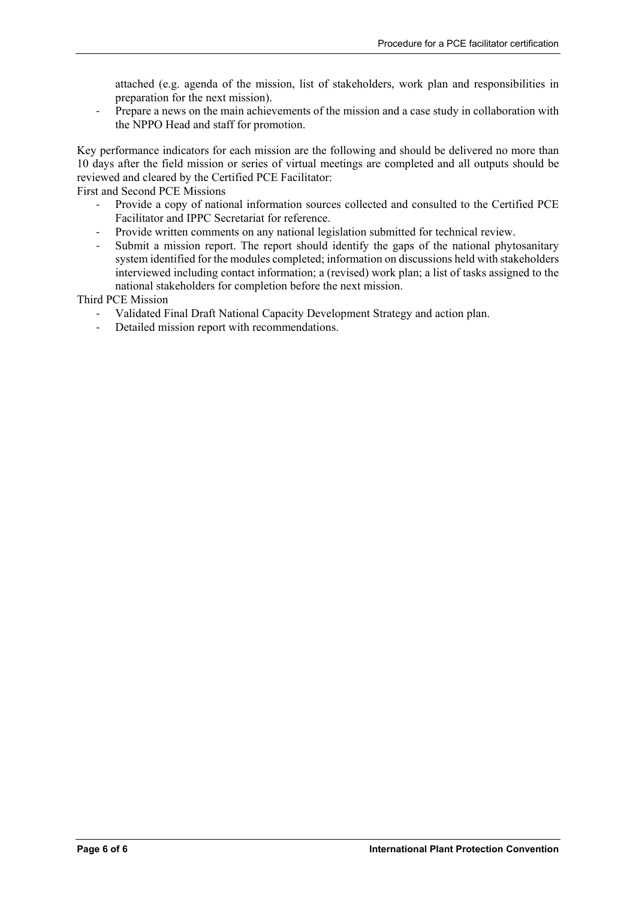attached (e.g. agenda of the mission, list of stakeholders, work plan and responsibilities in preparation for the next mission).

- Prepare a news on the main achievements of the mission and a case study in collaboration with the NPPO Head and staff for promotion.

Key performance indicators for each mission are the following and should be delivered no more than 10 days after the field mission or series of virtual meetings are completed and all outputs should be reviewed and cleared by the Certified PCE Facilitator:

First and Second PCE Missions

- Provide a copy of national information sources collected and consulted to the Certified PCE Facilitator and IPPC Secretariat for reference.
- Provide written comments on any national legislation submitted for technical review.
- Submit a mission report. The report should identify the gaps of the national phytosanitary system identified for the modules completed; information on discussions held with stakeholders interviewed including contact information; a (revised) work plan; a list of tasks assigned to the national stakeholders for completion before the next mission.

Third PCE Mission

- Validated Final Draft National Capacity Development Strategy and action plan.
- Detailed mission report with recommendations.